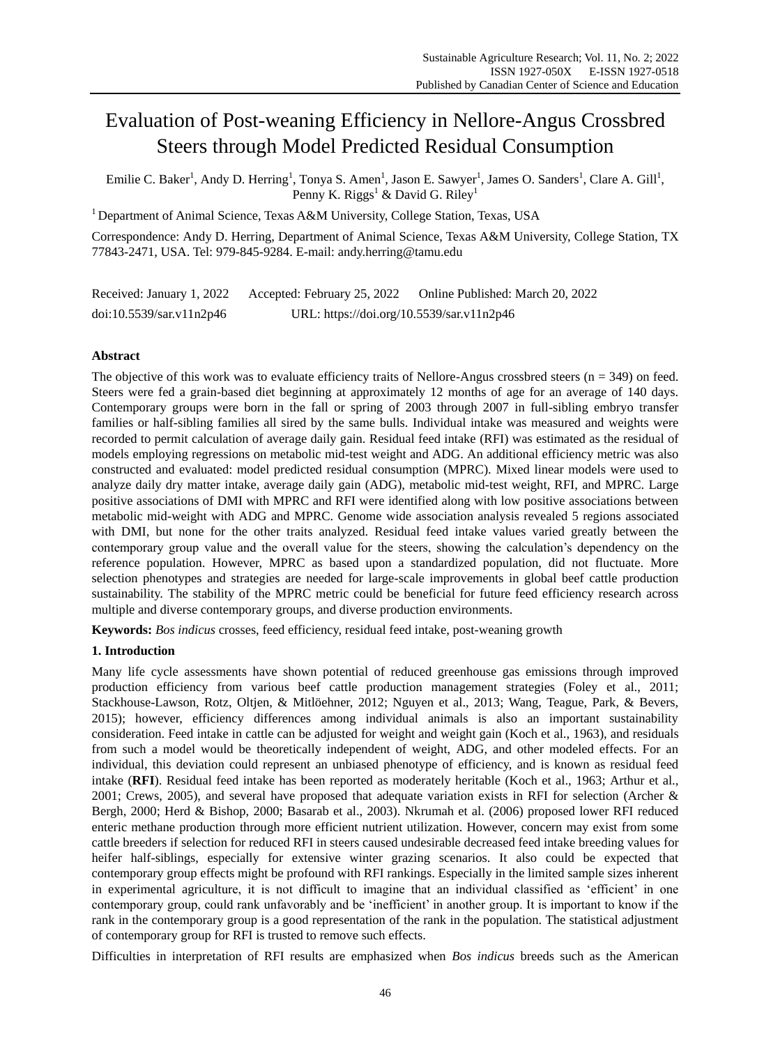# Evaluation of Post-weaning Efficiency in Nellore-Angus Crossbred Steers through Model Predicted Residual Consumption

Emilie C. Baker[1], Andy D. Herring[1], Tonya S. Amen[1], Jason E. Sawyer[1], James O. Sanders[1], Clare A. Gill[1], Penny K. Riggs[1] & David G. Riley[1]

[1] Department of Animal Science, Texas A&M University, College Station, Texas, USA

Correspondence: Andy D. Herring, Department of Animal Science, Texas A&M University, College Station, TX 77843-2471, USA. Tel: 979-845-9284. E-mail: andy.herring@tamu.edu

Received: January 1, 2022 Accepted: February 25, 2022 Online Published: March 20, 2022

doi:10.5539/sar.v11n2p46 URL: https://doi.org/10.5539/sar.v11n2p46

## Abstract

The objective of this work was to evaluate efficiency traits of Nellore-Angus crossbred steers (n = 349) on feed. Steers were fed a grain-based diet beginning at approximately 12 months of age for an average of 140 days. Contemporary groups were born in the fall or spring of 2003 through 2007 in full-sibling embryo transfer families or half-sibling families all sired by the same bulls. Individual intake was measured and weights were recorded to permit calculation of average daily gain. Residual feed intake (RFI) was estimated as the residual of models employing regressions on metabolic mid-test weight and ADG. An additional efficiency metric was also constructed and evaluated: model predicted residual consumption (MPRC). Mixed linear models were used to analyze daily dry matter intake, average daily gain (ADG), metabolic mid-test weight, RFI, and MPRC. Large positive associations of DMI with MPRC and RFI were identified along with low positive associations between metabolic mid-weight with ADG and MPRC. Genome wide association analysis revealed 5 regions associated with DMI, but none for the other traits analyzed. Residual feed intake values varied greatly between the contemporary group value and the overall value for the steers, showing the calculation's dependency on the reference population. However, MPRC as based upon a standardized population, did not fluctuate. More selection phenotypes and strategies are needed for large-scale improvements in global beef cattle production sustainability. The stability of the MPRC metric could be beneficial for future feed efficiency research across multiple and diverse contemporary groups, and diverse production environments.

**Keywords:** *Bos indicus* crosses, feed efficiency, residual feed intake, post-weaning growth

## 1. Introduction

Many life cycle assessments have shown potential of reduced greenhouse gas emissions through improved production efficiency from various beef cattle production management strategies (Foley et al., 2011; Stackhouse-Lawson, Rotz, Oltjen, & Mitlöehner, 2012; Nguyen et al., 2013; Wang, Teague, Park, & Bevers, 2015); however, efficiency differences among individual animals is also an important sustainability consideration. Feed intake in cattle can be adjusted for weight and weight gain (Koch et al., 1963), and residuals from such a model would be theoretically independent of weight, ADG, and other modeled effects. For an individual, this deviation could represent an unbiased phenotype of efficiency, and is known as residual feed intake (**RFI**). Residual feed intake has been reported as moderately heritable (Koch et al., 1963; Arthur et al., 2001; Crews, 2005), and several have proposed that adequate variation exists in RFI for selection (Archer & Bergh, 2000; Herd & Bishop, 2000; Basarab et al., 2003). Nkrumah et al. (2006) proposed lower RFI reduced enteric methane production through more efficient nutrient utilization. However, concern may exist from some cattle breeders if selection for reduced RFI in steers caused undesirable decreased feed intake breeding values for heifer half-siblings, especially for extensive winter grazing scenarios. It also could be expected that contemporary group effects might be profound with RFI rankings. Especially in the limited sample sizes inherent in experimental agriculture, it is not difficult to imagine that an individual classified as 'efficient' in one contemporary group, could rank unfavorably and be 'inefficient' in another group. It is important to know if the rank in the contemporary group is a good representation of the rank in the population. The statistical adjustment of contemporary group for RFI is trusted to remove such effects.

Difficulties in interpretation of RFI results are emphasized when *Bos indicus* breeds such as the American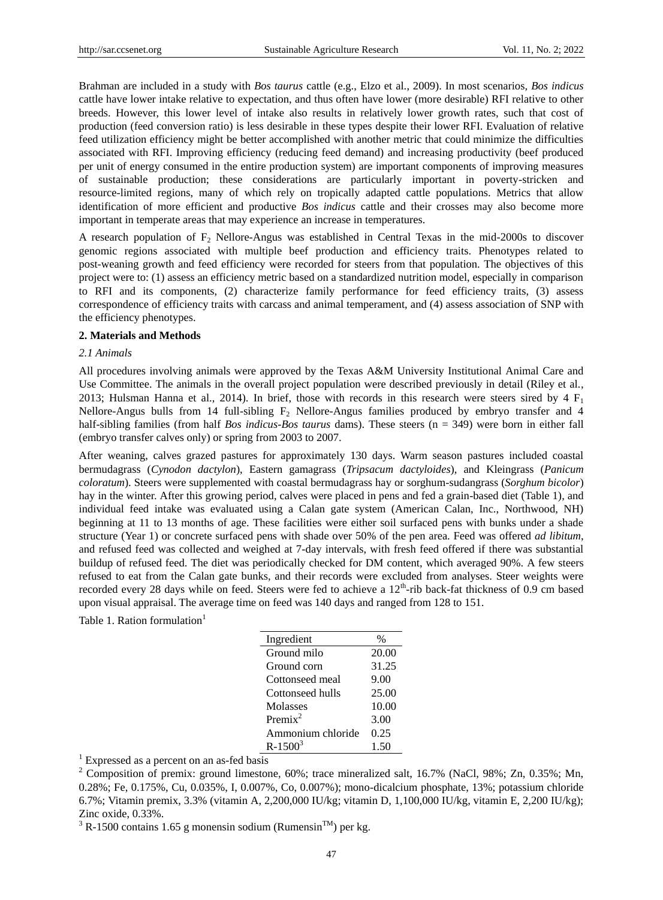Brahman are included in a study with *Bos taurus* cattle (e.g., Elzo et al., 2009). In most scenarios, *Bos indicus* cattle have lower intake relative to expectation, and thus often have lower (more desirable) RFI relative to other breeds. However, this lower level of intake also results in relatively lower growth rates, such that cost of production (feed conversion ratio) is less desirable in these types despite their lower RFI. Evaluation of relative feed utilization efficiency might be better accomplished with another metric that could minimize the difficulties associated with RFI. Improving efficiency (reducing feed demand) and increasing productivity (beef produced per unit of energy consumed in the entire production system) are important components of improving measures of sustainable production; these considerations are particularly important in poverty-stricken and resource-limited regions, many of which rely on tropically adapted cattle populations. Metrics that allow identification of more efficient and productive *Bos indicus* cattle and their crosses may also become more important in temperate areas that may experience an increase in temperatures.

A research population of $F_2$ Nellore-Angus was established in Central Texas in the mid-2000s to discover genomic regions associated with multiple beef production and efficiency traits. Phenotypes related to post-weaning growth and feed efficiency were recorded for steers from that population. The objectives of this project were to: (1) assess an efficiency metric based on a standardized nutrition model, especially in comparison to RFI and its components, (2) characterize family performance for feed efficiency traits, (3) assess correspondence of efficiency traits with carcass and animal temperament, and (4) assess association of SNP with the efficiency phenotypes.

## 2. Materials and Methods

### *2.1 Animals*

All procedures involving animals were approved by the Texas A&M University Institutional Animal Care and Use Committee. The animals in the overall project population were described previously in detail (Riley et al., 2013; Hulsman Hanna et al., 2014). In brief, those with records in this research were steers sired by 4 $F_1$ Nellore-Angus bulls from 14 full-sibling $F_2$ Nellore-Angus families produced by embryo transfer and 4 half-sibling families (from half *Bos indicus*-*Bos taurus* dams). These steers (n = 349) were born in either fall (embryo transfer calves only) or spring from 2003 to 2007.

After weaning, calves grazed pastures for approximately 130 days. Warm season pastures included coastal bermudagrass (*Cynodon dactylon*), Eastern gamagrass (*Tripsacum dactyloides*), and Kleingrass (*Panicum coloratum*). Steers were supplemented with coastal bermudagrass hay or sorghum-sudangrass (*Sorghum bicolor*) hay in the winter. After this growing period, calves were placed in pens and fed a grain-based diet (Table 1), and individual feed intake was evaluated using a Calan gate system (American Calan, Inc., Northwood, NH) beginning at 11 to 13 months of age. These facilities were either soil surfaced pens with bunks under a shade structure (Year 1) or concrete surfaced pens with shade over 50% of the pen area. Feed was offered *ad libitum*, and refused feed was collected and weighed at 7-day intervals, with fresh feed offered if there was substantial buildup of refused feed. The diet was periodically checked for DM content, which averaged 90%. A few steers refused to eat from the Calan gate bunks, and their records were excluded from analyses. Steer weights were recorded every 28 days while on feed. Steers were fed to achieve a 12th-rib back-fat thickness of 0.9 cm based upon visual appraisal. The average time on feed was 140 days and ranged from 128 to 151.

Table 1. Ration formulation[1]

| Ingredient | % |
|---|---|
| Ground milo | 20.00 |
| Ground corn | 31.25 |
| Cottonseed meal | 9.00 |
| Cottonseed hulls | 25.00 |
| Molasses | 10.00 |
| Premix[2] | 3.00 |
| Ammonium chloride | 0.25 |
| R-1500[3] | 1.50 |

[1] Expressed as a percent on an as-fed basis

[2] Composition of premix: ground limestone, 60%; trace mineralized salt, 16.7% (NaCl, 98%; Zn, 0.35%; Mn, 0.28%; Fe, 0.175%, Cu, 0.035%, I, 0.007%, Co, 0.007%)); mono-dicalcium phosphate, 13%; potassium chloride 6.7%; Vitamin premix, 3.3% (vitamin A, 2,200,000 IU/kg; vitamin D, 1,100,000 IU/kg, vitamin E, 2,200 IU/kg); Zinc oxide, 0.33%.

[3] R-1500 contains 1.65 g monensin sodium (Rumensin™) per kg.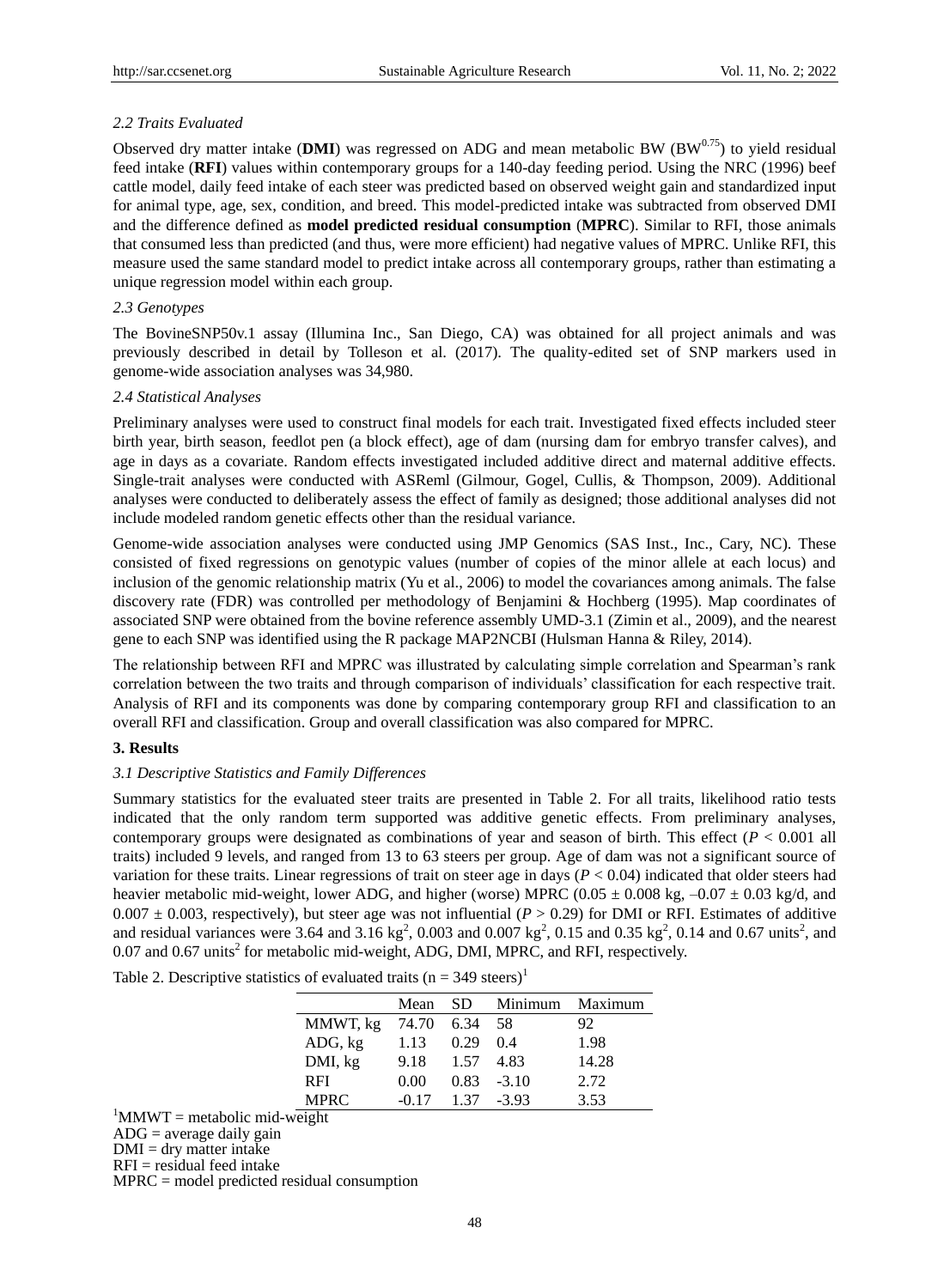### 2.2 Traits Evaluated

Observed dry matter intake (**DMI**) was regressed on ADG and mean metabolic BW ($BW^{0.75}$) to yield residual feed intake (**RFI**) values within contemporary groups for a 140-day feeding period. Using the NRC (1996) beef cattle model, daily feed intake of each steer was predicted based on observed weight gain and standardized input for animal type, age, sex, condition, and breed. This model-predicted intake was subtracted from observed DMI and the difference defined as **model predicted residual consumption** (**MPRC**). Similar to RFI, those animals that consumed less than predicted (and thus, were more efficient) had negative values of MPRC. Unlike RFI, this measure used the same standard model to predict intake across all contemporary groups, rather than estimating a unique regression model within each group.

### 2.3 Genotypes

The BovineSNP50v.1 assay (Illumina Inc., San Diego, CA) was obtained for all project animals and was previously described in detail by Tolleson et al. (2017). The quality-edited set of SNP markers used in genome-wide association analyses was 34,980.

### 2.4 Statistical Analyses

Preliminary analyses were used to construct final models for each trait. Investigated fixed effects included steer birth year, birth season, feedlot pen (a block effect), age of dam (nursing dam for embryo transfer calves), and age in days as a covariate. Random effects investigated included additive direct and maternal additive effects. Single-trait analyses were conducted with ASReml (Gilmour, Gogel, Cullis, & Thompson, 2009). Additional analyses were conducted to deliberately assess the effect of family as designed; those additional analyses did not include modeled random genetic effects other than the residual variance.

Genome-wide association analyses were conducted using JMP Genomics (SAS Inst., Inc., Cary, NC). These consisted of fixed regressions on genotypic values (number of copies of the minor allele at each locus) and inclusion of the genomic relationship matrix (Yu et al., 2006) to model the covariances among animals. The false discovery rate (FDR) was controlled per methodology of Benjamini & Hochberg (1995). Map coordinates of associated SNP were obtained from the bovine reference assembly UMD-3.1 (Zimin et al., 2009), and the nearest gene to each SNP was identified using the R package MAP2NCBI (Hulsman Hanna & Riley, 2014).

The relationship between RFI and MPRC was illustrated by calculating simple correlation and Spearman's rank correlation between the two traits and through comparison of individuals' classification for each respective trait. Analysis of RFI and its components was done by comparing contemporary group RFI and classification to an overall RFI and classification. Group and overall classification was also compared for MPRC.

## 3. Results

### 3.1 Descriptive Statistics and Family Differences

Summary statistics for the evaluated steer traits are presented in Table 2. For all traits, likelihood ratio tests indicated that the only random term supported was additive genetic effects. From preliminary analyses, contemporary groups were designated as combinations of year and season of birth. This effect ($P < 0.001$ all traits) included 9 levels, and ranged from 13 to 63 steers per group. Age of dam was not a significant source of variation for these traits. Linear regressions of trait on steer age in days ($P < 0.04$) indicated that older steers had heavier metabolic mid-weight, lower ADG, and higher (worse) MPRC ($0.05 \pm 0.008$ kg, $-0.07 \pm 0.03$ kg/d, and $0.007 \pm 0.003$, respectively), but steer age was not influential ($P > 0.29$) for DMI or RFI. Estimates of additive and residual variances were 3.64 and 3.16 $kg^2$, 0.003 and 0.007 $kg^2$, 0.15 and 0.35 $kg^2$, 0.14 and 0.67 $units^2$, and 0.07 and 0.67 $units^2$ for metabolic mid-weight, ADG, DMI, MPRC, and RFI, respectively.

Table 2. Descriptive statistics of evaluated traits (n = 349 steers)[1]

| | Mean | SD | Minimum | Maximum |
|---|---|---|---|---|
| MMWT, kg | 74.70 | 6.34 | 58 | 92 |
| ADG, kg | 1.13 | 0.29 | 0.4 | 1.98 |
| DMI, kg | 9.18 | 1.57 | 4.83 | 14.28 |
| RFI | 0.00 | 0.83 | -3.10 | 2.72 |
| MPRC | -0.17 | 1.37 | -3.93 | 3.53 |

[1]MMWT = metabolic mid-weight
ADG = average daily gain
DMI = dry matter intake
RFI = residual feed intake
MPRC = model predicted residual consumption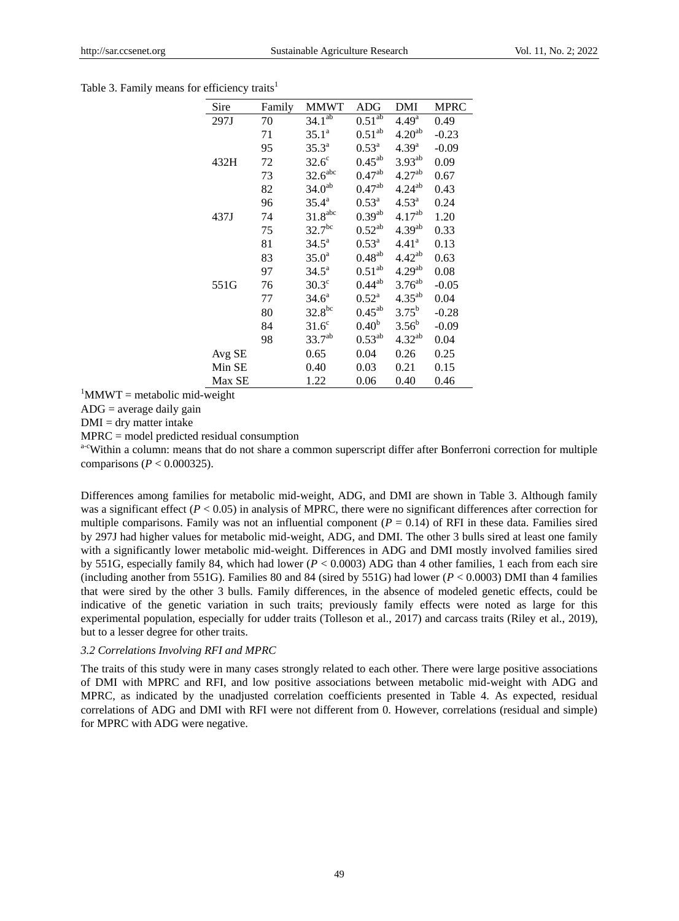Table 3. Family means for efficiency traits[1]

| Sire | Family | MMWT | ADG | DMI | MPRC |
|---|---|---|---|---|---|
| 297J | 70 | 34.1[ab] | 0.51[ab] | 4.49[a] | 0.49 |
| | 71 | 35.1[a] | 0.51[ab] | 4.20[ab] | -0.23 |
| | 95 | 35.3[a] | 0.53[a] | 4.39[a] | -0.09 |
| 432H | 72 | 32.6[c] | 0.45[ab] | 3.93[ab] | 0.09 |
| | 73 | 32.6[abc] | 0.47[ab] | 4.27[ab] | 0.67 |
| | 82 | 34.0[ab] | 0.47[ab] | 4.24[ab] | 0.43 |
| | 96 | 35.4[a] | 0.53[a] | 4.53[a] | 0.24 |
| 437J | 74 | 31.8[abc] | 0.39[ab] | 4.17[ab] | 1.20 |
| | 75 | 32.7[bc] | 0.52[ab] | 4.39[ab] | 0.33 |
| | 81 | 34.5[a] | 0.53[a] | 4.41[a] | 0.13 |
| | 83 | 35.0[a] | 0.48[ab] | 4.42[ab] | 0.63 |
| | 97 | 34.5[a] | 0.51[ab] | 4.29[ab] | 0.08 |
| 551G | 76 | 30.3[c] | 0.44[ab] | 3.76[ab] | -0.05 |
| | 77 | 34.6[a] | 0.52[a] | 4.35[ab] | 0.04 |
| | 80 | 32.8[bc] | 0.45[ab] | 3.75[b] | -0.28 |
| | 84 | 31.6[c] | 0.40[b] | 3.56[b] | -0.09 |
| | 98 | 33.7[ab] | 0.53[ab] | 4.32[ab] | 0.04 |
| Avg SE | | 0.65 | 0.04 | 0.26 | 0.25 |
| Min SE | | 0.40 | 0.03 | 0.21 | 0.15 |
| Max SE | | 1.22 | 0.06 | 0.40 | 0.46 |

[1]MMWT = metabolic mid-weight

ADG = average daily gain

DMI = dry matter intake

MPRC = model predicted residual consumption

[a-c]Within a column: means that do not share a common superscript differ after Bonferroni correction for multiple comparisons ($P < 0.000325$).

Differences among families for metabolic mid-weight, ADG, and DMI are shown in Table 3. Although family was a significant effect ($P < 0.05$) in analysis of MPRC, there were no significant differences after correction for multiple comparisons. Family was not an influential component ($P = 0.14$) of RFI in these data. Families sired by 297J had higher values for metabolic mid-weight, ADG, and DMI. The other 3 bulls sired at least one family with a significantly lower metabolic mid-weight. Differences in ADG and DMI mostly involved families sired by 551G, especially family 84, which had lower ($P < 0.0003$) ADG than 4 other families, 1 each from each sire (including another from 551G). Families 80 and 84 (sired by 551G) had lower ($P < 0.0003$) DMI than 4 families that were sired by the other 3 bulls. Family differences, in the absence of modeled genetic effects, could be indicative of the genetic variation in such traits; previously family effects were noted as large for this experimental population, especially for udder traits (Tolleson et al., 2017) and carcass traits (Riley et al., 2019), but to a lesser degree for other traits.

### *3.2 Correlations Involving RFI and MPRC*

The traits of this study were in many cases strongly related to each other. There were large positive associations of DMI with MPRC and RFI, and low positive associations between metabolic mid-weight with ADG and MPRC, as indicated by the unadjusted correlation coefficients presented in Table 4. As expected, residual correlations of ADG and DMI with RFI were not different from 0. However, correlations (residual and simple) for MPRC with ADG were negative.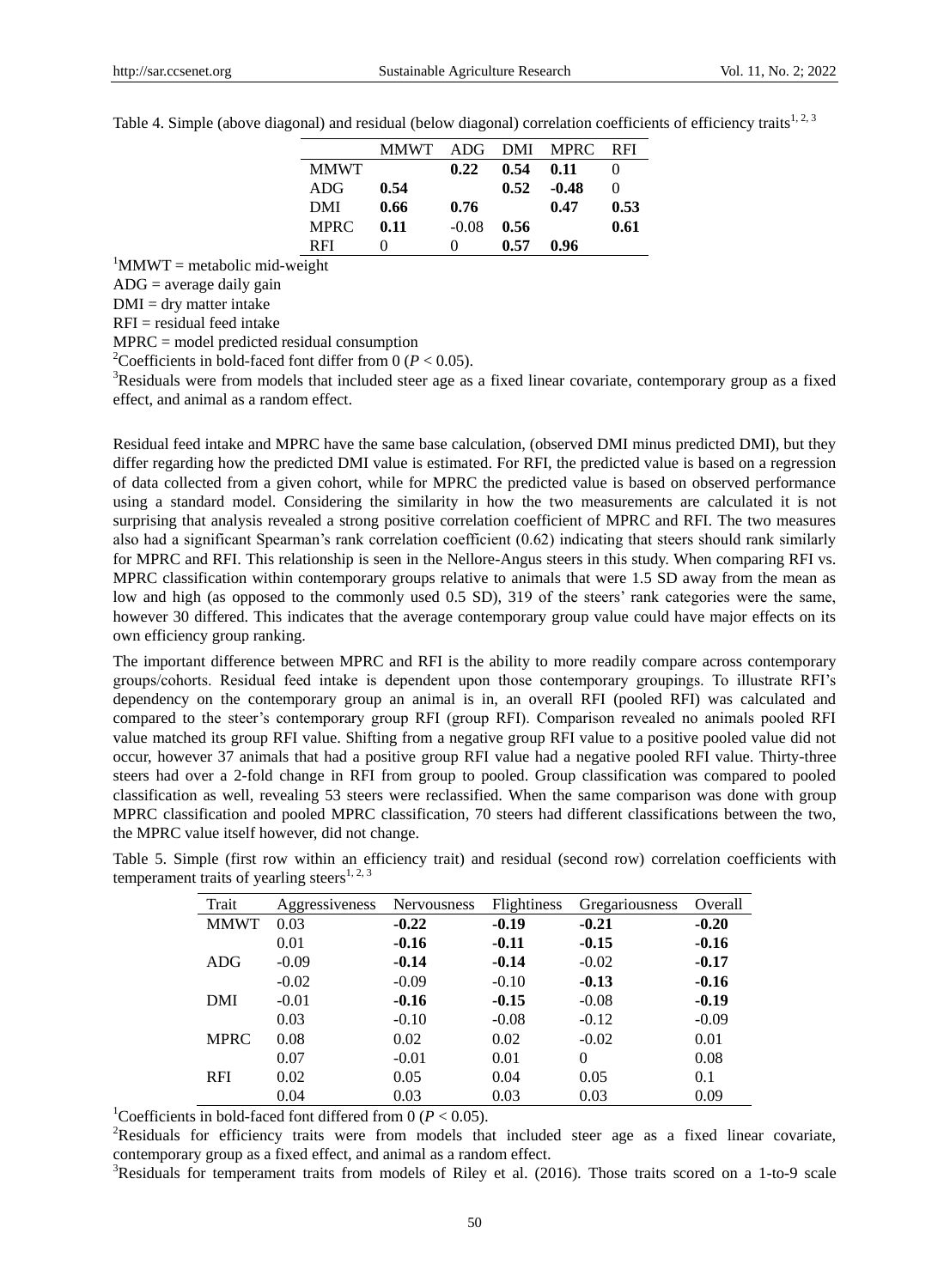Table 4. Simple (above diagonal) and residual (below diagonal) correlation coefficients of efficiency traits[1, 2, 3]

| | MMWT | ADG | DMI | MPRC | RFI |
|---|---|---|---|---|---|
| MMWT | | **0.22** | **0.54** | **0.11** | 0 |
| ADG | **0.54** | | **0.52** | **-0.48** | 0 |
| DMI | **0.66** | **0.76** | | **0.47** | **0.53** |
| MPRC | **0.11** | -0.08 | **0.56** | | **0.61** |
| RFI | 0 | 0 | **0.57** | **0.96** | |

[1]MMWT = metabolic mid-weight

ADG = average daily gain

DMI = dry matter intake

RFI = residual feed intake

MPRC = model predicted residual consumption

[2]Coefficients in bold-faced font differ from 0 ($P < 0.05$).

[3]Residuals were from models that included steer age as a fixed linear covariate, contemporary group as a fixed effect, and animal as a random effect.

Residual feed intake and MPRC have the same base calculation, (observed DMI minus predicted DMI), but they differ regarding how the predicted DMI value is estimated. For RFI, the predicted value is based on a regression of data collected from a given cohort, while for MPRC the predicted value is based on observed performance using a standard model. Considering the similarity in how the two measurements are calculated it is not surprising that analysis revealed a strong positive correlation coefficient of MPRC and RFI. The two measures also had a significant Spearman's rank correlation coefficient (0.62) indicating that steers should rank similarly for MPRC and RFI. This relationship is seen in the Nellore-Angus steers in this study. When comparing RFI vs. MPRC classification within contemporary groups relative to animals that were 1.5 SD away from the mean as low and high (as opposed to the commonly used 0.5 SD), 319 of the steers' rank categories were the same, however 30 differed. This indicates that the average contemporary group value could have major effects on its own efficiency group ranking.

The important difference between MPRC and RFI is the ability to more readily compare across contemporary groups/cohorts. Residual feed intake is dependent upon those contemporary groupings. To illustrate RFI's dependency on the contemporary group an animal is in, an overall RFI (pooled RFI) was calculated and compared to the steer's contemporary group RFI (group RFI). Comparison revealed no animals pooled RFI value matched its group RFI value. Shifting from a negative group RFI value to a positive pooled value did not occur, however 37 animals that had a positive group RFI value had a negative pooled RFI value. Thirty-three steers had over a 2-fold change in RFI from group to pooled. Group classification was compared to pooled classification as well, revealing 53 steers were reclassified. When the same comparison was done with group MPRC classification and pooled MPRC classification, 70 steers had different classifications between the two, the MPRC value itself however, did not change.

Table 5. Simple (first row within an efficiency trait) and residual (second row) correlation coefficients with temperament traits of yearling steers[1, 2, 3]

| Trait | Aggressiveness | Nervousness | Flightiness | Gregariousness | Overall |
|---|---|---|---|---|---|
| MMWT | 0.03 | **-0.22** | **-0.19** | **-0.21** | **-0.20** |
| | 0.01 | **-0.16** | **-0.11** | **-0.15** | **-0.16** |
| ADG | -0.09 | **-0.14** | **-0.14** | -0.02 | **-0.17** |
| | -0.02 | -0.09 | -0.10 | **-0.13** | **-0.16** |
| DMI | -0.01 | **-0.16** | **-0.15** | -0.08 | **-0.19** |
| | 0.03 | -0.10 | -0.08 | -0.12 | -0.09 |
| MPRC | 0.08 | 0.02 | 0.02 | -0.02 | 0.01 |
| | 0.07 | -0.01 | 0.01 | 0 | 0.08 |
| RFI | 0.02 | 0.05 | 0.04 | 0.05 | 0.1 |
| | 0.04 | 0.03 | 0.03 | 0.03 | 0.09 |

[1]Coefficients in bold-faced font differed from 0 ($P < 0.05$).

[2]Residuals for efficiency traits were from models that included steer age as a fixed linear covariate, contemporary group as a fixed effect, and animal as a random effect.

[3]Residuals for temperament traits from models of Riley et al. (2016). Those traits scored on a 1-to-9 scale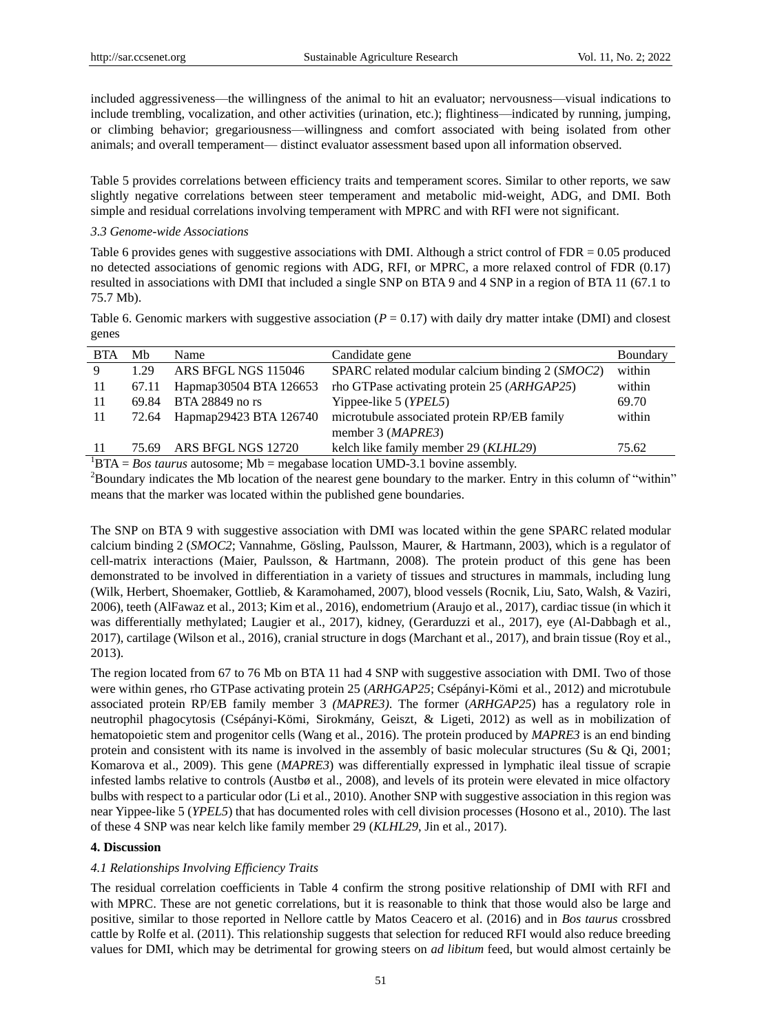included aggressiveness—the willingness of the animal to hit an evaluator; nervousness—visual indications to include trembling, vocalization, and other activities (urination, etc.); flightiness—indicated by running, jumping, or climbing behavior; gregariousness—willingness and comfort associated with being isolated from other animals; and overall temperament— distinct evaluator assessment based upon all information observed.

Table 5 provides correlations between efficiency traits and temperament scores. Similar to other reports, we saw slightly negative correlations between steer temperament and metabolic mid-weight, ADG, and DMI. Both simple and residual correlations involving temperament with MPRC and with RFI were not significant.

### 3.3 Genome-wide Associations

Table 6 provides genes with suggestive associations with DMI. Although a strict control of FDR = 0.05 produced no detected associations of genomic regions with ADG, RFI, or MPRC, a more relaxed control of FDR (0.17) resulted in associations with DMI that included a single SNP on BTA 9 and 4 SNP in a region of BTA 11 (67.1 to 75.7 Mb).

Table 6. Genomic markers with suggestive association ($P = 0.17$) with daily dry matter intake (DMI) and closest genes

| BTA | Mb | Name | Candidate gene | Boundary |
|---|---|---|---|---|
| 9 | 1.29 | ARS BFGL NGS 115046 | SPARC related modular calcium binding 2 (*SMOC2*) | within |
| 11 | 67.11 | Hapmap30504 BTA 126653 | rho GTPase activating protein 25 (*ARHGAP25*) | within |
| 11 | 69.84 | BTA 28849 no rs | Yippee-like 5 (*YPEL5*) | 69.70 |
| 11 | 72.64 | Hapmap29423 BTA 126740 | microtubule associated protein RP/EB family member 3 (*MAPRE3*) | within |
| 11 | 75.69 | ARS BFGL NGS 12720 | kelch like family member 29 (*KLHL29*) | 75.62 |

[1]BTA = *Bos taurus* autosome; Mb = megabase location UMD-3.1 bovine assembly.

[2]Boundary indicates the Mb location of the nearest gene boundary to the marker. Entry in this column of "within" means that the marker was located within the published gene boundaries.

The SNP on BTA 9 with suggestive association with DMI was located within the gene SPARC related modular calcium binding 2 (*SMOC2*; Vannahme, Gösling, Paulsson, Maurer, & Hartmann, 2003), which is a regulator of cell-matrix interactions (Maier, Paulsson, & Hartmann, 2008). The protein product of this gene has been demonstrated to be involved in differentiation in a variety of tissues and structures in mammals, including lung (Wilk, Herbert, Shoemaker, Gottlieb, & Karamohamed, 2007), blood vessels (Rocnik, Liu, Sato, Walsh, & Vaziri, 2006), teeth (AlFawaz et al., 2013; Kim et al., 2016), endometrium (Araujo et al., 2017), cardiac tissue (in which it was differentially methylated; Laugier et al., 2017), kidney, (Gerarduzzi et al., 2017), eye (Al-Dabbagh et al., 2017), cartilage (Wilson et al., 2016), cranial structure in dogs (Marchant et al., 2017), and brain tissue (Roy et al., 2013).

The region located from 67 to 76 Mb on BTA 11 had 4 SNP with suggestive association with DMI. Two of those were within genes, rho GTPase activating protein 25 (*ARHGAP25*; Csépányi-Kömi et al., 2012) and microtubule associated protein RP/EB family member 3 *(MAPRE3)*. The former (*ARHGAP25*) has a regulatory role in neutrophil phagocytosis (Csépányi-Kömi, Sirokmány, Geiszt, & Ligeti, 2012) as well as in mobilization of hematopoietic stem and progenitor cells (Wang et al., 2016). The protein produced by *MAPRE3* is an end binding protein and consistent with its name is involved in the assembly of basic molecular structures (Su & Qi, 2001; Komarova et al., 2009). This gene (*MAPRE3*) was differentially expressed in lymphatic ileal tissue of scrapie infested lambs relative to controls (Austbø et al., 2008), and levels of its protein were elevated in mice olfactory bulbs with respect to a particular odor (Li et al., 2010). Another SNP with suggestive association in this region was near Yippee-like 5 (*YPEL5*) that has documented roles with cell division processes (Hosono et al., 2010). The last of these 4 SNP was near kelch like family member 29 (*KLHL29*, Jin et al., 2017).

## 4. Discussion

### 4.1 Relationships Involving Efficiency Traits

The residual correlation coefficients in Table 4 confirm the strong positive relationship of DMI with RFI and with MPRC. These are not genetic correlations, but it is reasonable to think that those would also be large and positive, similar to those reported in Nellore cattle by Matos Ceacero et al. (2016) and in *Bos taurus* crossbred cattle by Rolfe et al. (2011). This relationship suggests that selection for reduced RFI would also reduce breeding values for DMI, which may be detrimental for growing steers on *ad libitum* feed, but would almost certainly be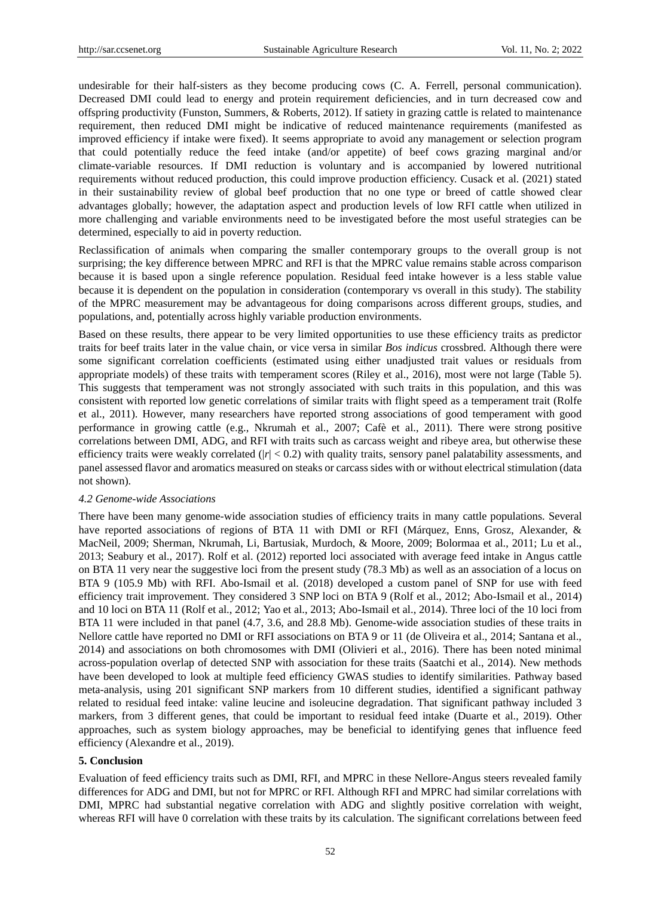undesirable for their half-sisters as they become producing cows (C. A. Ferrell, personal communication). Decreased DMI could lead to energy and protein requirement deficiencies, and in turn decreased cow and offspring productivity (Funston, Summers, & Roberts, 2012). If satiety in grazing cattle is related to maintenance requirement, then reduced DMI might be indicative of reduced maintenance requirements (manifested as improved efficiency if intake were fixed). It seems appropriate to avoid any management or selection program that could potentially reduce the feed intake (and/or appetite) of beef cows grazing marginal and/or climate-variable resources. If DMI reduction is voluntary and is accompanied by lowered nutritional requirements without reduced production, this could improve production efficiency. Cusack et al. (2021) stated in their sustainability review of global beef production that no one type or breed of cattle showed clear advantages globally; however, the adaptation aspect and production levels of low RFI cattle when utilized in more challenging and variable environments need to be investigated before the most useful strategies can be determined, especially to aid in poverty reduction.

Reclassification of animals when comparing the smaller contemporary groups to the overall group is not surprising; the key difference between MPRC and RFI is that the MPRC value remains stable across comparison because it is based upon a single reference population. Residual feed intake however is a less stable value because it is dependent on the population in consideration (contemporary vs overall in this study). The stability of the MPRC measurement may be advantageous for doing comparisons across different groups, studies, and populations, and, potentially across highly variable production environments.

Based on these results, there appear to be very limited opportunities to use these efficiency traits as predictor traits for beef traits later in the value chain, or vice versa in similar *Bos indicus* crossbred. Although there were some significant correlation coefficients (estimated using either unadjusted trait values or residuals from appropriate models) of these traits with temperament scores (Riley et al., 2016), most were not large (Table 5). This suggests that temperament was not strongly associated with such traits in this population, and this was consistent with reported low genetic correlations of similar traits with flight speed as a temperament trait (Rolfe et al., 2011). However, many researchers have reported strong associations of good temperament with good performance in growing cattle (e.g., Nkrumah et al., 2007; Cafè et al., 2011). There were strong positive correlations between DMI, ADG, and RFI with traits such as carcass weight and ribeye area, but otherwise these efficiency traits were weakly correlated ($|r| < 0.2$) with quality traits, sensory panel palatability assessments, and panel assessed flavor and aromatics measured on steaks or carcass sides with or without electrical stimulation (data not shown).

*4.2 Genome-wide Associations*

There have been many genome-wide association studies of efficiency traits in many cattle populations. Several have reported associations of regions of BTA 11 with DMI or RFI (Márquez, Enns, Grosz, Alexander, & MacNeil, 2009; Sherman, Nkrumah, Li, Bartusiak, Murdoch, & Moore, 2009; Bolormaa et al., 2011; Lu et al., 2013; Seabury et al., 2017). Rolf et al. (2012) reported loci associated with average feed intake in Angus cattle on BTA 11 very near the suggestive loci from the present study (78.3 Mb) as well as an association of a locus on BTA 9 (105.9 Mb) with RFI. Abo-Ismail et al. (2018) developed a custom panel of SNP for use with feed efficiency trait improvement. They considered 3 SNP loci on BTA 9 (Rolf et al., 2012; Abo-Ismail et al., 2014) and 10 loci on BTA 11 (Rolf et al., 2012; Yao et al., 2013; Abo-Ismail et al., 2014). Three loci of the 10 loci from BTA 11 were included in that panel (4.7, 3.6, and 28.8 Mb). Genome-wide association studies of these traits in Nellore cattle have reported no DMI or RFI associations on BTA 9 or 11 (de Oliveira et al., 2014; Santana et al., 2014) and associations on both chromosomes with DMI (Olivieri et al., 2016). There has been noted minimal across-population overlap of detected SNP with association for these traits (Saatchi et al., 2014). New methods have been developed to look at multiple feed efficiency GWAS studies to identify similarities. Pathway based meta-analysis, using 201 significant SNP markers from 10 different studies, identified a significant pathway related to residual feed intake: valine leucine and isoleucine degradation. That significant pathway included 3 markers, from 3 different genes, that could be important to residual feed intake (Duarte et al., 2019). Other approaches, such as system biology approaches, may be beneficial to identifying genes that influence feed efficiency (Alexandre et al., 2019).

**5. Conclusion**

Evaluation of feed efficiency traits such as DMI, RFI, and MPRC in these Nellore-Angus steers revealed family differences for ADG and DMI, but not for MPRC or RFI. Although RFI and MPRC had similar correlations with DMI, MPRC had substantial negative correlation with ADG and slightly positive correlation with weight, whereas RFI will have 0 correlation with these traits by its calculation. The significant correlations between feed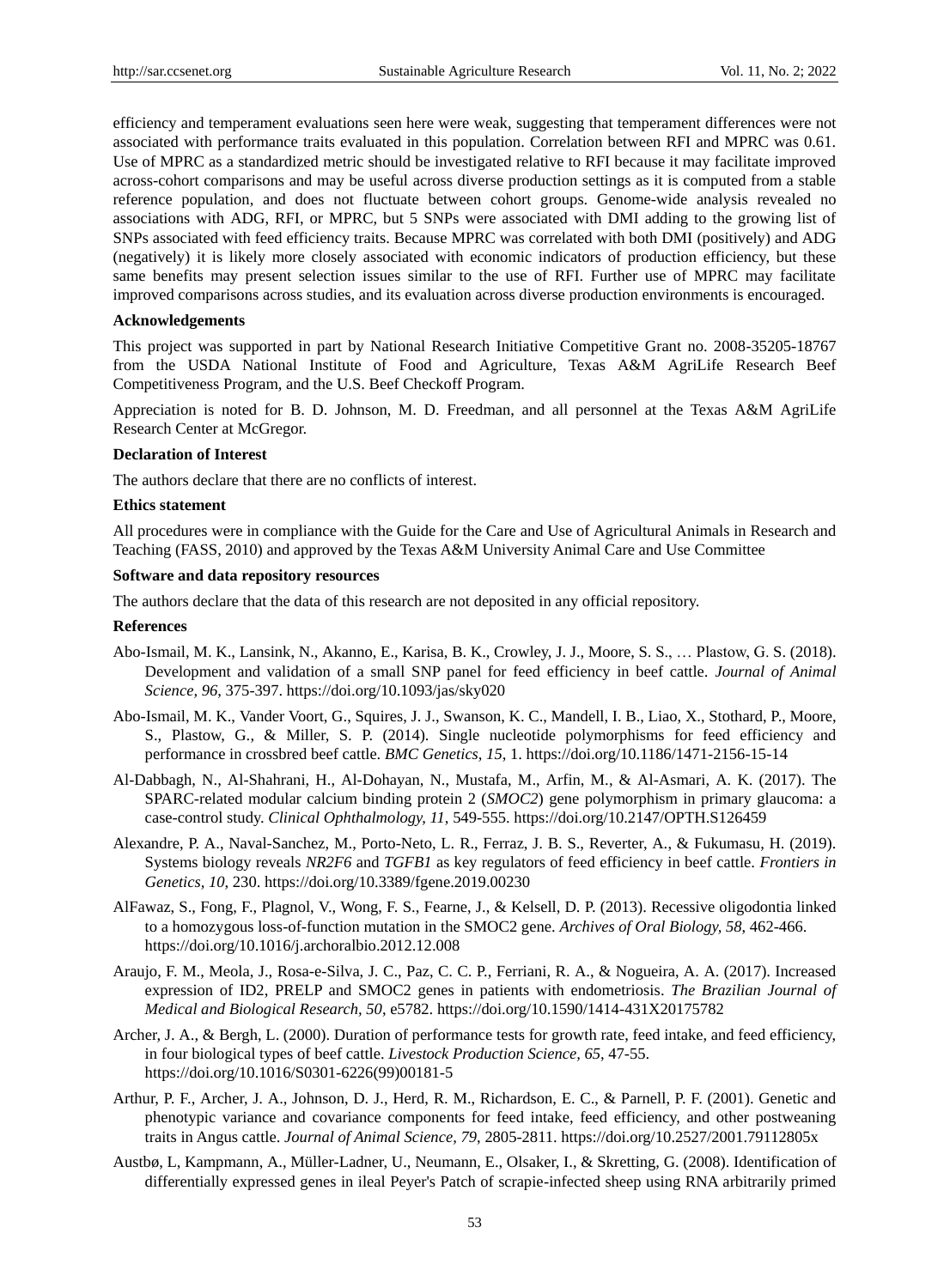efficiency and temperament evaluations seen here were weak, suggesting that temperament differences were not associated with performance traits evaluated in this population. Correlation between RFI and MPRC was 0.61. Use of MPRC as a standardized metric should be investigated relative to RFI because it may facilitate improved across-cohort comparisons and may be useful across diverse production settings as it is computed from a stable reference population, and does not fluctuate between cohort groups. Genome-wide analysis revealed no associations with ADG, RFI, or MPRC, but 5 SNPs were associated with DMI adding to the growing list of SNPs associated with feed efficiency traits. Because MPRC was correlated with both DMI (positively) and ADG (negatively) it is likely more closely associated with economic indicators of production efficiency, but these same benefits may present selection issues similar to the use of RFI. Further use of MPRC may facilitate improved comparisons across studies, and its evaluation across diverse production environments is encouraged.

**Acknowledgements**

This project was supported in part by National Research Initiative Competitive Grant no. 2008-35205-18767 from the USDA National Institute of Food and Agriculture, Texas A&M AgriLife Research Beef Competitiveness Program, and the U.S. Beef Checkoff Program.

Appreciation is noted for B. D. Johnson, M. D. Freedman, and all personnel at the Texas A&M AgriLife Research Center at McGregor.

**Declaration of Interest**

The authors declare that there are no conflicts of interest.

**Ethics statement**

All procedures were in compliance with the Guide for the Care and Use of Agricultural Animals in Research and Teaching (FASS, 2010) and approved by the Texas A&M University Animal Care and Use Committee

**Software and data repository resources**

The authors declare that the data of this research are not deposited in any official repository.

**References**

Abo-Ismail, M. K., Lansink, N., Akanno, E., Karisa, B. K., Crowley, J. J., Moore, S. S., … Plastow, G. S. (2018). Development and validation of a small SNP panel for feed efficiency in beef cattle. *Journal of Animal Science, 96*, 375-397. https://doi.org/10.1093/jas/sky020

Abo-Ismail, M. K., Vander Voort, G., Squires, J. J., Swanson, K. C., Mandell, I. B., Liao, X., Stothard, P., Moore, S., Plastow, G., & Miller, S. P. (2014). Single nucleotide polymorphisms for feed efficiency and performance in crossbred beef cattle. *BMC Genetics, 15*, 1. https://doi.org/10.1186/1471-2156-15-14

Al-Dabbagh, N., Al-Shahrani, H., Al-Dohayan, N., Mustafa, M., Arfin, M., & Al-Asmari, A. K. (2017). The SPARC-related modular calcium binding protein 2 (*SMOC2*) gene polymorphism in primary glaucoma: a case-control study. *Clinical Ophthalmology, 11*, 549-555. https://doi.org/10.2147/OPTH.S126459

Alexandre, P. A., Naval-Sanchez, M., Porto-Neto, L. R., Ferraz, J. B. S., Reverter, A., & Fukumasu, H. (2019). Systems biology reveals *NR2F6* and *TGFB1* as key regulators of feed efficiency in beef cattle. *Frontiers in Genetics, 10*, 230. https://doi.org/10.3389/fgene.2019.00230

AlFawaz, S., Fong, F., Plagnol, V., Wong, F. S., Fearne, J., & Kelsell, D. P. (2013). Recessive oligodontia linked to a homozygous loss-of-function mutation in the SMOC2 gene. *Archives of Oral Biology, 58*, 462-466. https://doi.org/10.1016/j.archoralbio.2012.12.008

Araujo, F. M., Meola, J., Rosa-e-Silva, J. C., Paz, C. C. P., Ferriani, R. A., & Nogueira, A. A. (2017). Increased expression of ID2, PRELP and SMOC2 genes in patients with endometriosis. *The Brazilian Journal of Medical and Biological Research, 50*, e5782. https://doi.org/10.1590/1414-431X20175782

Archer, J. A., & Bergh, L. (2000). Duration of performance tests for growth rate, feed intake, and feed efficiency, in four biological types of beef cattle. *Livestock Production Science, 65*, 47-55. https://doi.org/10.1016/S0301-6226(99)00181-5

Arthur, P. F., Archer, J. A., Johnson, D. J., Herd, R. M., Richardson, E. C., & Parnell, P. F. (2001). Genetic and phenotypic variance and covariance components for feed intake, feed efficiency, and other postweaning traits in Angus cattle. *Journal of Animal Science, 79*, 2805-2811. https://doi.org/10.2527/2001.79112805x

Austbø, L, Kampmann, A., Müller-Ladner, U., Neumann, E., Olsaker, I., & Skretting, G. (2008). Identification of differentially expressed genes in ileal Peyer's Patch of scrapie-infected sheep using RNA arbitrarily primed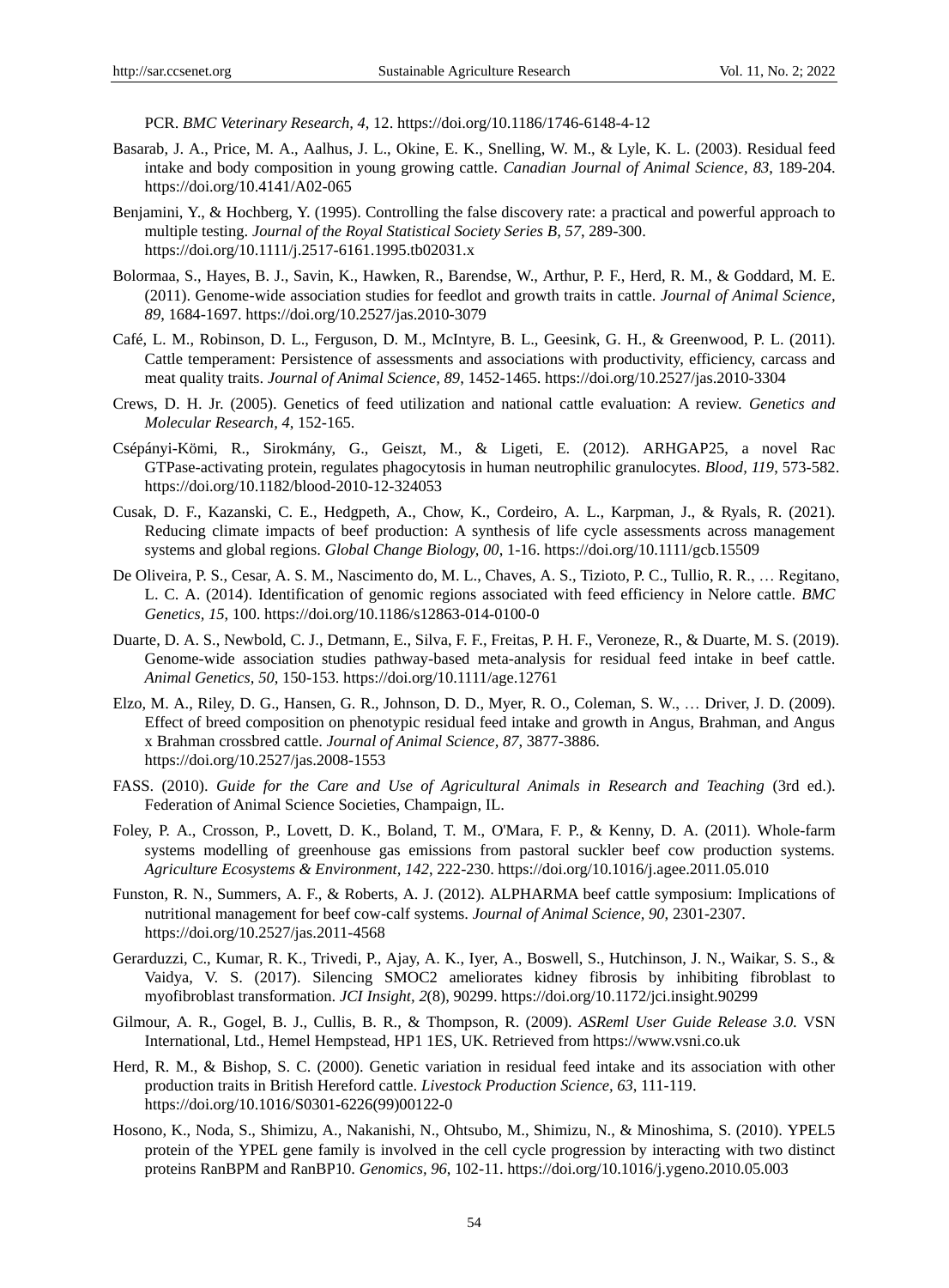PCR. *BMC Veterinary Research, 4*, 12. https://doi.org/10.1186/1746-6148-4-12

Basarab, J. A., Price, M. A., Aalhus, J. L., Okine, E. K., Snelling, W. M., & Lyle, K. L. (2003). Residual feed intake and body composition in young growing cattle. *Canadian Journal of Animal Science, 83*, 189-204. https://doi.org/10.4141/A02-065

Benjamini, Y., & Hochberg, Y. (1995). Controlling the false discovery rate: a practical and powerful approach to multiple testing. *Journal of the Royal Statistical Society Series B, 57*, 289-300. https://doi.org/10.1111/j.2517-6161.1995.tb02031.x

Bolormaa, S., Hayes, B. J., Savin, K., Hawken, R., Barendse, W., Arthur, P. F., Herd, R. M., & Goddard, M. E. (2011). Genome-wide association studies for feedlot and growth traits in cattle. *Journal of Animal Science, 89*, 1684-1697. https://doi.org/10.2527/jas.2010-3079

Café, L. M., Robinson, D. L., Ferguson, D. M., McIntyre, B. L., Geesink, G. H., & Greenwood, P. L. (2011). Cattle temperament: Persistence of assessments and associations with productivity, efficiency, carcass and meat quality traits. *Journal of Animal Science, 89*, 1452-1465. https://doi.org/10.2527/jas.2010-3304

Crews, D. H. Jr. (2005). Genetics of feed utilization and national cattle evaluation: A review. *Genetics and Molecular Research, 4*, 152-165.

Csépányi-Kömi, R., Sirokmány, G., Geiszt, M., & Ligeti, E. (2012). ARHGAP25, a novel Rac GTPase-activating protein, regulates phagocytosis in human neutrophilic granulocytes. *Blood, 119*, 573-582. https://doi.org/10.1182/blood-2010-12-324053

Cusak, D. F., Kazanski, C. E., Hedgpeth, A., Chow, K., Cordeiro, A. L., Karpman, J., & Ryals, R. (2021). Reducing climate impacts of beef production: A synthesis of life cycle assessments across management systems and global regions. *Global Change Biology, 00*, 1-16. https://doi.org/10.1111/gcb.15509

De Oliveira, P. S., Cesar, A. S. M., Nascimento do, M. L., Chaves, A. S., Tizioto, P. C., Tullio, R. R., … Regitano, L. C. A. (2014). Identification of genomic regions associated with feed efficiency in Nelore cattle. *BMC Genetics, 15*, 100. https://doi.org/10.1186/s12863-014-0100-0

Duarte, D. A. S., Newbold, C. J., Detmann, E., Silva, F. F., Freitas, P. H. F., Veroneze, R., & Duarte, M. S. (2019). Genome-wide association studies pathway-based meta-analysis for residual feed intake in beef cattle. *Animal Genetics, 50*, 150-153. https://doi.org/10.1111/age.12761

Elzo, M. A., Riley, D. G., Hansen, G. R., Johnson, D. D., Myer, R. O., Coleman, S. W., … Driver, J. D. (2009). Effect of breed composition on phenotypic residual feed intake and growth in Angus, Brahman, and Angus x Brahman crossbred cattle. *Journal of Animal Science, 87*, 3877-3886. https://doi.org/10.2527/jas.2008-1553

FASS. (2010). *Guide for the Care and Use of Agricultural Animals in Research and Teaching* (3rd ed.). Federation of Animal Science Societies, Champaign, IL.

Foley, P. A., Crosson, P., Lovett, D. K., Boland, T. M., O'Mara, F. P., & Kenny, D. A. (2011). Whole-farm systems modelling of greenhouse gas emissions from pastoral suckler beef cow production systems. *Agriculture Ecosystems & Environment, 142*, 222-230. https://doi.org/10.1016/j.agee.2011.05.010

Funston, R. N., Summers, A. F., & Roberts, A. J. (2012). ALPHARMA beef cattle symposium: Implications of nutritional management for beef cow-calf systems. *Journal of Animal Science, 90*, 2301-2307. https://doi.org/10.2527/jas.2011-4568

Gerarduzzi, C., Kumar, R. K., Trivedi, P., Ajay, A. K., Iyer, A., Boswell, S., Hutchinson, J. N., Waikar, S. S., & Vaidya, V. S. (2017). Silencing SMOC2 ameliorates kidney fibrosis by inhibiting fibroblast to myofibroblast transformation. *JCI Insight, 2*(8), 90299. https://doi.org/10.1172/jci.insight.90299

Gilmour, A. R., Gogel, B. J., Cullis, B. R., & Thompson, R. (2009). *ASReml User Guide Release 3.0*. VSN International, Ltd., Hemel Hempstead, HP1 1ES, UK. Retrieved from https://www.vsni.co.uk

Herd, R. M., & Bishop, S. C. (2000). Genetic variation in residual feed intake and its association with other production traits in British Hereford cattle. *Livestock Production Science, 63*, 111-119. https://doi.org/10.1016/S0301-6226(99)00122-0

Hosono, K., Noda, S., Shimizu, A., Nakanishi, N., Ohtsubo, M., Shimizu, N., & Minoshima, S. (2010). YPEL5 protein of the YPEL gene family is involved in the cell cycle progression by interacting with two distinct proteins RanBPM and RanBP10. *Genomics, 96*, 102-11. https://doi.org/10.1016/j.ygeno.2010.05.003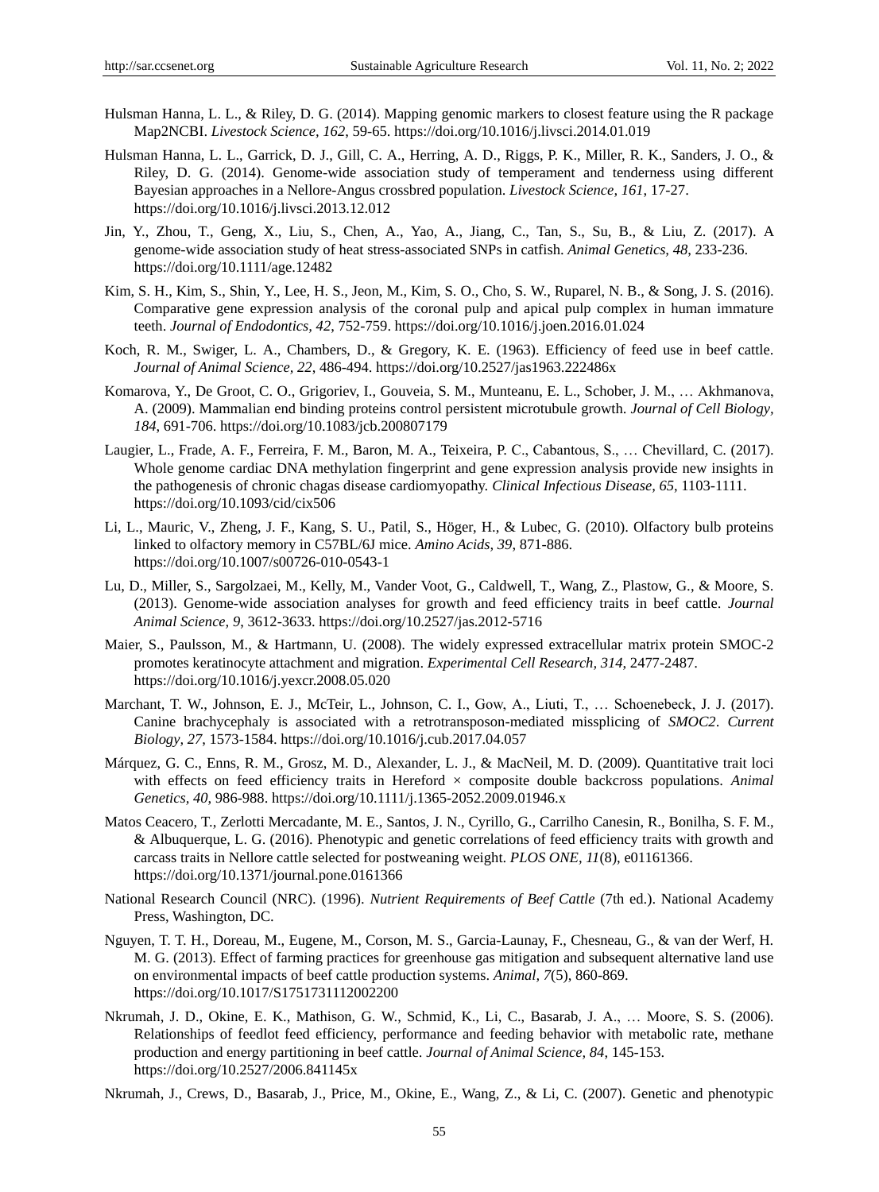Hulsman Hanna, L. L., & Riley, D. G. (2014). Mapping genomic markers to closest feature using the R package Map2NCBI. *Livestock Science, 162*, 59-65. https://doi.org/10.1016/j.livsci.2014.01.019

Hulsman Hanna, L. L., Garrick, D. J., Gill, C. A., Herring, A. D., Riggs, P. K., Miller, R. K., Sanders, J. O., & Riley, D. G. (2014). Genome-wide association study of temperament and tenderness using different Bayesian approaches in a Nellore-Angus crossbred population. *Livestock Science, 161*, 17-27. https://doi.org/10.1016/j.livsci.2013.12.012

Jin, Y., Zhou, T., Geng, X., Liu, S., Chen, A., Yao, A., Jiang, C., Tan, S., Su, B., & Liu, Z. (2017). A genome-wide association study of heat stress-associated SNPs in catfish. *Animal Genetics, 48*, 233-236. https://doi.org/10.1111/age.12482

Kim, S. H., Kim, S., Shin, Y., Lee, H. S., Jeon, M., Kim, S. O., Cho, S. W., Ruparel, N. B., & Song, J. S. (2016). Comparative gene expression analysis of the coronal pulp and apical pulp complex in human immature teeth. *Journal of Endodontics, 42*, 752-759. https://doi.org/10.1016/j.joen.2016.01.024

Koch, R. M., Swiger, L. A., Chambers, D., & Gregory, K. E. (1963). Efficiency of feed use in beef cattle. *Journal of Animal Science, 22*, 486-494. https://doi.org/10.2527/jas1963.222486x

Komarova, Y., De Groot, C. O., Grigoriev, I., Gouveia, S. M., Munteanu, E. L., Schober, J. M., … Akhmanova, A. (2009). Mammalian end binding proteins control persistent microtubule growth. *Journal of Cell Biology, 184*, 691-706. https://doi.org/10.1083/jcb.200807179

Laugier, L., Frade, A. F., Ferreira, F. M., Baron, M. A., Teixeira, P. C., Cabantous, S., … Chevillard, C. (2017). Whole genome cardiac DNA methylation fingerprint and gene expression analysis provide new insights in the pathogenesis of chronic chagas disease cardiomyopathy. *Clinical Infectious Disease, 65*, 1103-1111. https://doi.org/10.1093/cid/cix506

Li, L., Mauric, V., Zheng, J. F., Kang, S. U., Patil, S., Höger, H., & Lubec, G. (2010). Olfactory bulb proteins linked to olfactory memory in C57BL/6J mice. *Amino Acids, 39*, 871-886. https://doi.org/10.1007/s00726-010-0543-1

Lu, D., Miller, S., Sargolzaei, M., Kelly, M., Vander Voot, G., Caldwell, T., Wang, Z., Plastow, G., & Moore, S. (2013). Genome-wide association analyses for growth and feed efficiency traits in beef cattle. *Journal Animal Science, 9*, 3612-3633. https://doi.org/10.2527/jas.2012-5716

Maier, S., Paulsson, M., & Hartmann, U. (2008). The widely expressed extracellular matrix protein SMOC-2 promotes keratinocyte attachment and migration. *Experimental Cell Research, 314*, 2477-2487. https://doi.org/10.1016/j.yexcr.2008.05.020

Marchant, T. W., Johnson, E. J., McTeir, L., Johnson, C. I., Gow, A., Liuti, T., … Schoenebeck, J. J. (2017). Canine brachycephaly is associated with a retrotransposon-mediated missplicing of *SMOC2*. *Current Biology, 27*, 1573-1584. https://doi.org/10.1016/j.cub.2017.04.057

Márquez, G. C., Enns, R. M., Grosz, M. D., Alexander, L. J., & MacNeil, M. D. (2009). Quantitative trait loci with effects on feed efficiency traits in Hereford × composite double backcross populations. *Animal Genetics, 40*, 986-988. https://doi.org/10.1111/j.1365-2052.2009.01946.x

Matos Ceacero, T., Zerlotti Mercadante, M. E., Santos, J. N., Cyrillo, G., Carrilho Canesin, R., Bonilha, S. F. M., & Albuquerque, L. G. (2016). Phenotypic and genetic correlations of feed efficiency traits with growth and carcass traits in Nellore cattle selected for postweaning weight. *PLOS ONE, 11*(8), e01161366. https://doi.org/10.1371/journal.pone.0161366

National Research Council (NRC). (1996). *Nutrient Requirements of Beef Cattle* (7th ed.). National Academy Press, Washington, DC.

Nguyen, T. T. H., Doreau, M., Eugene, M., Corson, M. S., Garcia-Launay, F., Chesneau, G., & van der Werf, H. M. G. (2013). Effect of farming practices for greenhouse gas mitigation and subsequent alternative land use on environmental impacts of beef cattle production systems. *Animal, 7*(5), 860-869. https://doi.org/10.1017/S1751731112002200

Nkrumah, J. D., Okine, E. K., Mathison, G. W., Schmid, K., Li, C., Basarab, J. A., … Moore, S. S. (2006). Relationships of feedlot feed efficiency, performance and feeding behavior with metabolic rate, methane production and energy partitioning in beef cattle. *Journal of Animal Science, 84*, 145-153. https://doi.org/10.2527/2006.841145x

Nkrumah, J., Crews, D., Basarab, J., Price, M., Okine, E., Wang, Z., & Li, C. (2007). Genetic and phenotypic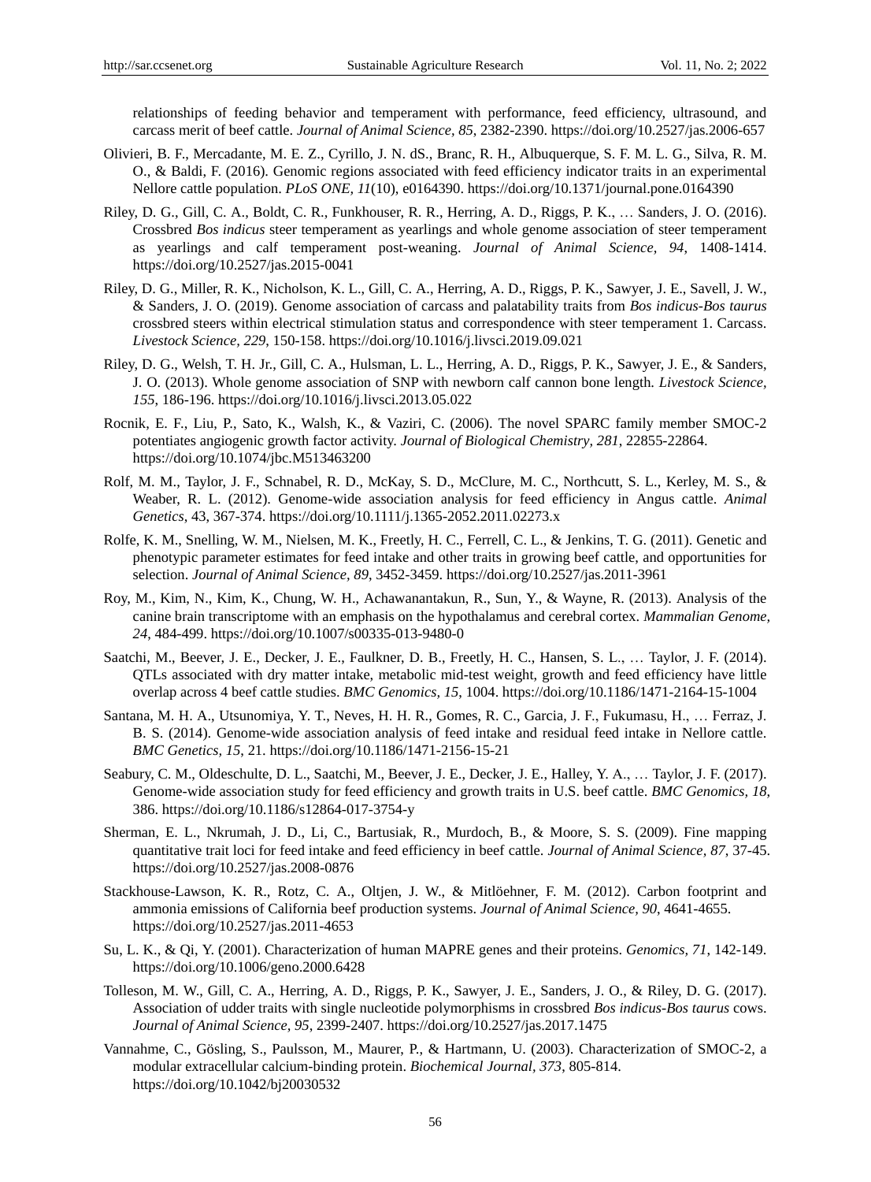relationships of feeding behavior and temperament with performance, feed efficiency, ultrasound, and carcass merit of beef cattle. *Journal of Animal Science, 85*, 2382-2390. https://doi.org/10.2527/jas.2006-657

Olivieri, B. F., Mercadante, M. E. Z., Cyrillo, J. N. dS., Branc, R. H., Albuquerque, S. F. M. L. G., Silva, R. M. O., & Baldi, F. (2016). Genomic regions associated with feed efficiency indicator traits in an experimental Nellore cattle population. *PLoS ONE, 11*(10), e0164390. https://doi.org/10.1371/journal.pone.0164390

Riley, D. G., Gill, C. A., Boldt, C. R., Funkhouser, R. R., Herring, A. D., Riggs, P. K., … Sanders, J. O. (2016). Crossbred *Bos indicus* steer temperament as yearlings and whole genome association of steer temperament as yearlings and calf temperament post-weaning. *Journal of Animal Science, 94*, 1408-1414. https://doi.org/10.2527/jas.2015-0041

Riley, D. G., Miller, R. K., Nicholson, K. L., Gill, C. A., Herring, A. D., Riggs, P. K., Sawyer, J. E., Savell, J. W., & Sanders, J. O. (2019). Genome association of carcass and palatability traits from *Bos indicus-Bos taurus* crossbred steers within electrical stimulation status and correspondence with steer temperament 1. Carcass. *Livestock Science, 229*, 150-158. https://doi.org/10.1016/j.livsci.2019.09.021

Riley, D. G., Welsh, T. H. Jr., Gill, C. A., Hulsman, L. L., Herring, A. D., Riggs, P. K., Sawyer, J. E., & Sanders, J. O. (2013). Whole genome association of SNP with newborn calf cannon bone length. *Livestock Science, 155*, 186-196. https://doi.org/10.1016/j.livsci.2013.05.022

Rocnik, E. F., Liu, P., Sato, K., Walsh, K., & Vaziri, C. (2006). The novel SPARC family member SMOC-2 potentiates angiogenic growth factor activity. *Journal of Biological Chemistry, 281*, 22855-22864. https://doi.org/10.1074/jbc.M513463200

Rolf, M. M., Taylor, J. F., Schnabel, R. D., McKay, S. D., McClure, M. C., Northcutt, S. L., Kerley, M. S., & Weaber, R. L. (2012). Genome-wide association analysis for feed efficiency in Angus cattle. *Animal Genetics*, 43, 367-374. https://doi.org/10.1111/j.1365-2052.2011.02273.x

Rolfe, K. M., Snelling, W. M., Nielsen, M. K., Freetly, H. C., Ferrell, C. L., & Jenkins, T. G. (2011). Genetic and phenotypic parameter estimates for feed intake and other traits in growing beef cattle, and opportunities for selection. *Journal of Animal Science, 89*, 3452-3459. https://doi.org/10.2527/jas.2011-3961

Roy, M., Kim, N., Kim, K., Chung, W. H., Achawanantakun, R., Sun, Y., & Wayne, R. (2013). Analysis of the canine brain transcriptome with an emphasis on the hypothalamus and cerebral cortex. *Mammalian Genome, 24*, 484-499. https://doi.org/10.1007/s00335-013-9480-0

Saatchi, M., Beever, J. E., Decker, J. E., Faulkner, D. B., Freetly, H. C., Hansen, S. L., … Taylor, J. F. (2014). QTLs associated with dry matter intake, metabolic mid-test weight, growth and feed efficiency have little overlap across 4 beef cattle studies. *BMC Genomics, 15*, 1004. https://doi.org/10.1186/1471-2164-15-1004

Santana, M. H. A., Utsunomiya, Y. T., Neves, H. H. R., Gomes, R. C., Garcia, J. F., Fukumasu, H., … Ferraz, J. B. S. (2014). Genome-wide association analysis of feed intake and residual feed intake in Nellore cattle. *BMC Genetics, 15*, 21. https://doi.org/10.1186/1471-2156-15-21

Seabury, C. M., Oldeschulte, D. L., Saatchi, M., Beever, J. E., Decker, J. E., Halley, Y. A., … Taylor, J. F. (2017). Genome-wide association study for feed efficiency and growth traits in U.S. beef cattle. *BMC Genomics, 18*, 386. https://doi.org/10.1186/s12864-017-3754-y

Sherman, E. L., Nkrumah, J. D., Li, C., Bartusiak, R., Murdoch, B., & Moore, S. S. (2009). Fine mapping quantitative trait loci for feed intake and feed efficiency in beef cattle. *Journal of Animal Science, 87*, 37-45. https://doi.org/10.2527/jas.2008-0876

Stackhouse-Lawson, K. R., Rotz, C. A., Oltjen, J. W., & Mitlöehner, F. M. (2012). Carbon footprint and ammonia emissions of California beef production systems. *Journal of Animal Science, 90*, 4641-4655. https://doi.org/10.2527/jas.2011-4653

Su, L. K., & Qi, Y. (2001). Characterization of human MAPRE genes and their proteins. *Genomics, 71*, 142-149. https://doi.org/10.1006/geno.2000.6428

Tolleson, M. W., Gill, C. A., Herring, A. D., Riggs, P. K., Sawyer, J. E., Sanders, J. O., & Riley, D. G. (2017). Association of udder traits with single nucleotide polymorphisms in crossbred *Bos indicus-Bos taurus* cows. *Journal of Animal Science, 95*, 2399-2407. https://doi.org/10.2527/jas.2017.1475

Vannahme, C., Gösling, S., Paulsson, M., Maurer, P., & Hartmann, U. (2003). Characterization of SMOC-2, a modular extracellular calcium-binding protein. *Biochemical Journal, 373*, 805-814. https://doi.org/10.1042/bj20030532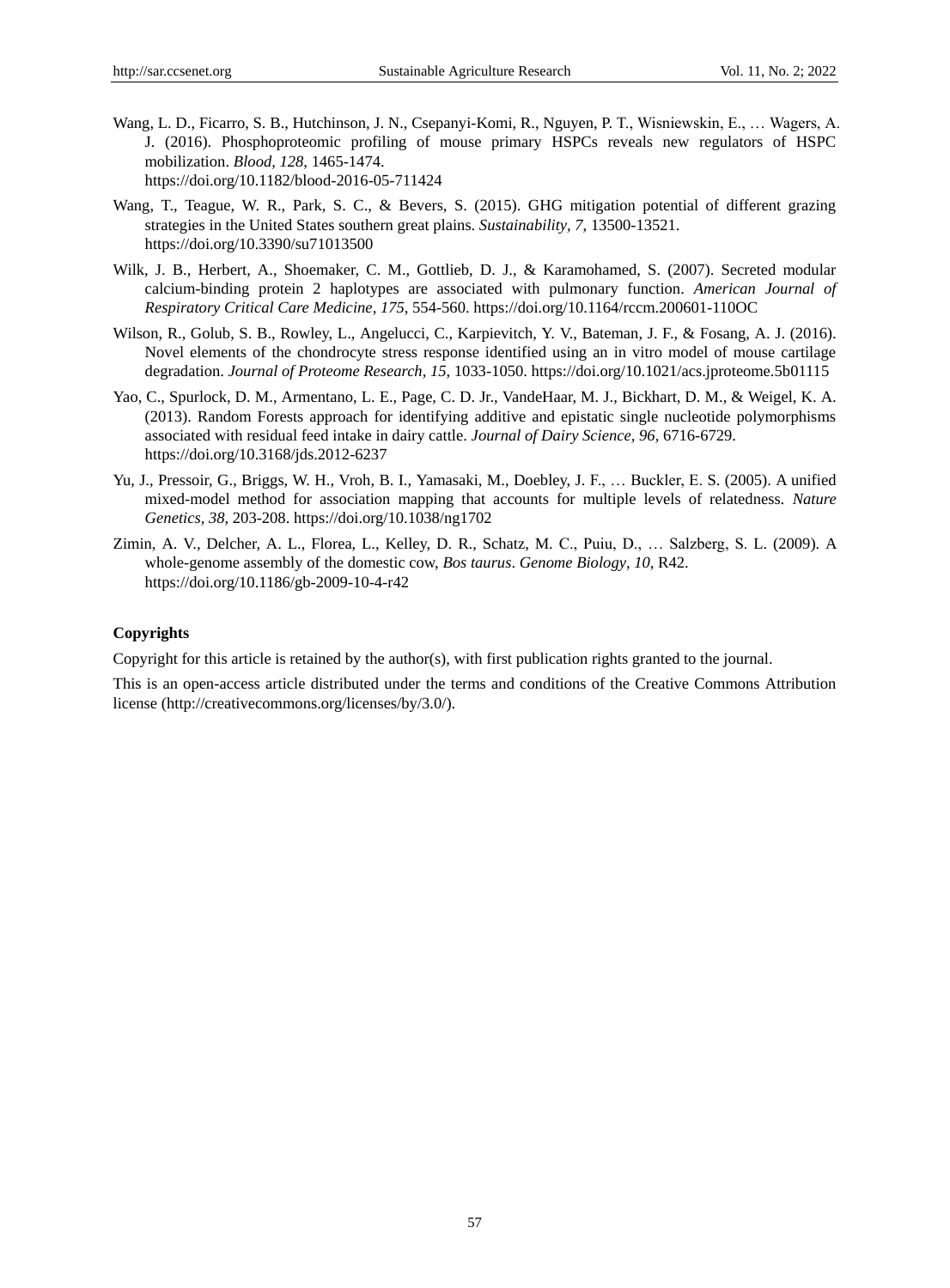Wang, L. D., Ficarro, S. B., Hutchinson, J. N., Csepanyi-Komi, R., Nguyen, P. T., Wisniewskin, E., … Wagers, A. J. (2016). Phosphoproteomic profiling of mouse primary HSPCs reveals new regulators of HSPC mobilization. *Blood, 128*, 1465-1474. https://doi.org/10.1182/blood-2016-05-711424

Wang, T., Teague, W. R., Park, S. C., & Bevers, S. (2015). GHG mitigation potential of different grazing strategies in the United States southern great plains. *Sustainability, 7*, 13500-13521. https://doi.org/10.3390/su71013500

Wilk, J. B., Herbert, A., Shoemaker, C. M., Gottlieb, D. J., & Karamohamed, S. (2007). Secreted modular calcium-binding protein 2 haplotypes are associated with pulmonary function. *American Journal of Respiratory Critical Care Medicine, 175*, 554-560. https://doi.org/10.1164/rccm.200601-110OC

Wilson, R., Golub, S. B., Rowley, L., Angelucci, C., Karpievitch, Y. V., Bateman, J. F., & Fosang, A. J. (2016). Novel elements of the chondrocyte stress response identified using an in vitro model of mouse cartilage degradation. *Journal of Proteome Research, 15*, 1033-1050. https://doi.org/10.1021/acs.jproteome.5b01115

Yao, C., Spurlock, D. M., Armentano, L. E., Page, C. D. Jr., VandeHaar, M. J., Bickhart, D. M., & Weigel, K. A. (2013). Random Forests approach for identifying additive and epistatic single nucleotide polymorphisms associated with residual feed intake in dairy cattle. *Journal of Dairy Science, 96*, 6716-6729. https://doi.org/10.3168/jds.2012-6237

Yu, J., Pressoir, G., Briggs, W. H., Vroh, B. I., Yamasaki, M., Doebley, J. F., … Buckler, E. S. (2005). A unified mixed-model method for association mapping that accounts for multiple levels of relatedness. *Nature Genetics, 38*, 203-208. https://doi.org/10.1038/ng1702

Zimin, A. V., Delcher, A. L., Florea, L., Kelley, D. R., Schatz, M. C., Puiu, D., … Salzberg, S. L. (2009). A whole-genome assembly of the domestic cow, *Bos taurus*. *Genome Biology, 10*, R42. https://doi.org/10.1186/gb-2009-10-4-r42

**Copyrights**

Copyright for this article is retained by the author(s), with first publication rights granted to the journal.

This is an open-access article distributed under the terms and conditions of the Creative Commons Attribution license (http://creativecommons.org/licenses/by/3.0/).